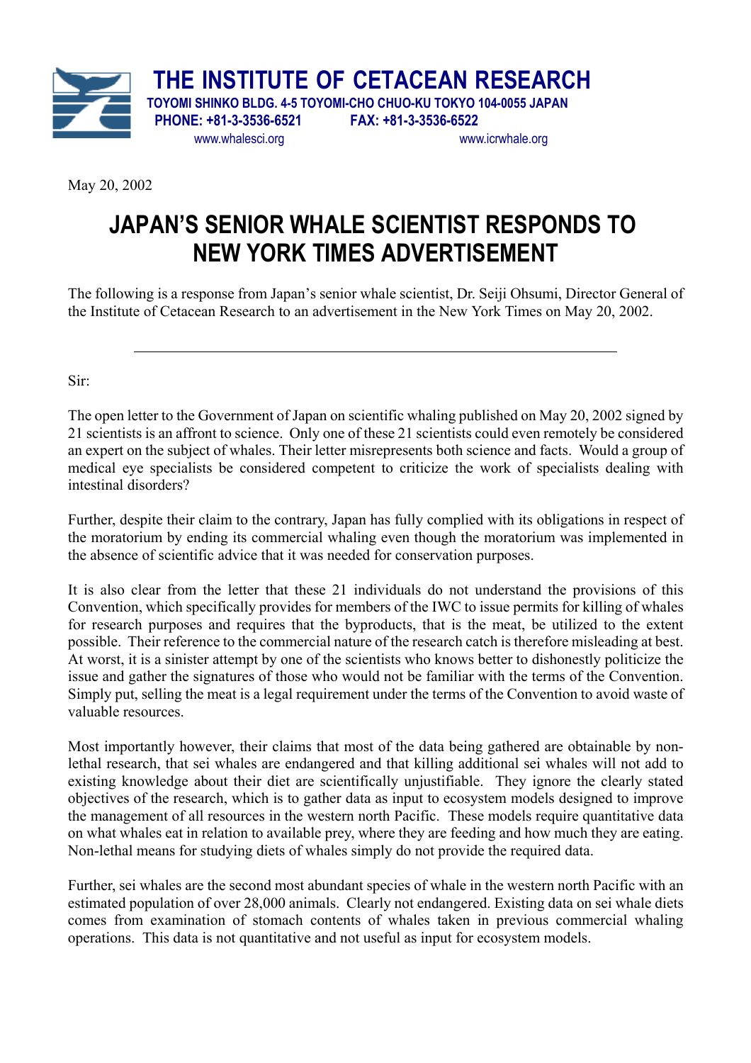**THE INSTITUTE OF CETACEAN RESEARCH**

TOYOMI SHINKO BLDG. 4-5 TOYOMI-CHO CHUO-KU TOKYO 104-0055 JAPAN

PHONE: +81-3-3536-6521 FAX: +81-3-3536-6522

www.whalesci.org www.icrwhale.org

May 20, 2002

# JAPAN'S SENIOR WHALE SCIENTIST RESPONDS TO NEW YORK TIMES ADVERTISEMENT

The following is a response from Japan's senior whale scientist, Dr. Seiji Ohsumi, Director General of the Institute of Cetacean Research to an advertisement in the New York Times on May 20, 2002.

---

Sir:

The open letter to the Government of Japan on scientific whaling published on May 20, 2002 signed by 21 scientists is an affront to science. Only one of these 21 scientists could even remotely be considered an expert on the subject of whales. Their letter misrepresents both science and facts. Would a group of medical eye specialists be considered competent to criticize the work of specialists dealing with intestinal disorders?

Further, despite their claim to the contrary, Japan has fully complied with its obligations in respect of the moratorium by ending its commercial whaling even though the moratorium was implemented in the absence of scientific advice that it was needed for conservation purposes.

It is also clear from the letter that these 21 individuals do not understand the provisions of this Convention, which specifically provides for members of the IWC to issue permits for killing of whales for research purposes and requires that the byproducts, that is the meat, be utilized to the extent possible. Their reference to the commercial nature of the research catch is therefore misleading at best. At worst, it is a sinister attempt by one of the scientists who knows better to dishonestly politicize the issue and gather the signatures of those who would not be familiar with the terms of the Convention. Simply put, selling the meat is a legal requirement under the terms of the Convention to avoid waste of valuable resources.

Most importantly however, their claims that most of the data being gathered are obtainable by non-lethal research, that sei whales are endangered and that killing additional sei whales will not add to existing knowledge about their diet are scientifically unjustifiable. They ignore the clearly stated objectives of the research, which is to gather data as input to ecosystem models designed to improve the management of all resources in the western north Pacific. These models require quantitative data on what whales eat in relation to available prey, where they are feeding and how much they are eating. Non-lethal means for studying diets of whales simply do not provide the required data.

Further, sei whales are the second most abundant species of whale in the western north Pacific with an estimated population of over 28,000 animals. Clearly not endangered. Existing data on sei whale diets comes from examination of stomach contents of whales taken in previous commercial whaling operations. This data is not quantitative and not useful as input for ecosystem models.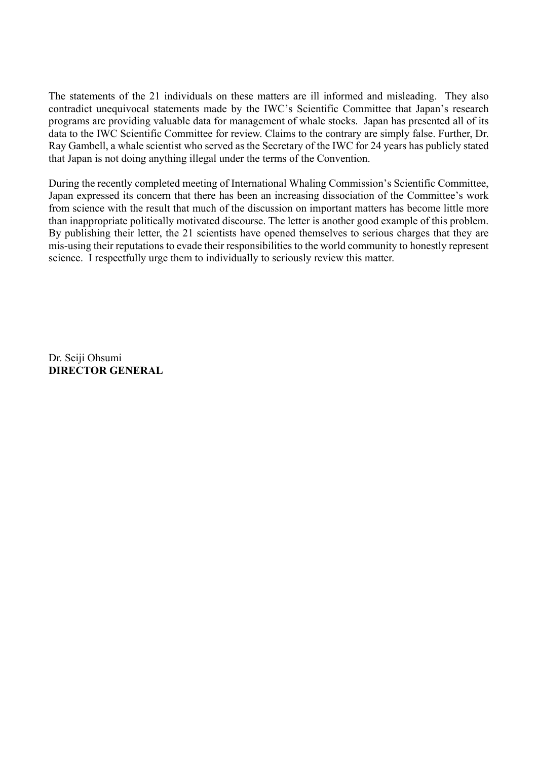The statements of the 21 individuals on these matters are ill informed and misleading. They also contradict unequivocal statements made by the IWC's Scientific Committee that Japan's research programs are providing valuable data for management of whale stocks. Japan has presented all of its data to the IWC Scientific Committee for review. Claims to the contrary are simply false. Further, Dr. Ray Gambell, a whale scientist who served as the Secretary of the IWC for 24 years has publicly stated that Japan is not doing anything illegal under the terms of the Convention.

During the recently completed meeting of International Whaling Commission's Scientific Committee, Japan expressed its concern that there has been an increasing dissociation of the Committee's work from science with the result that much of the discussion on important matters has become little more than inappropriate politically motivated discourse. The letter is another good example of this problem. By publishing their letter, the 21 scientists have opened themselves to serious charges that they are mis-using their reputations to evade their responsibilities to the world community to honestly represent science. I respectfully urge them to individually to seriously review this matter.

Dr. Seiji Ohsumi
**DIRECTOR GENERAL**